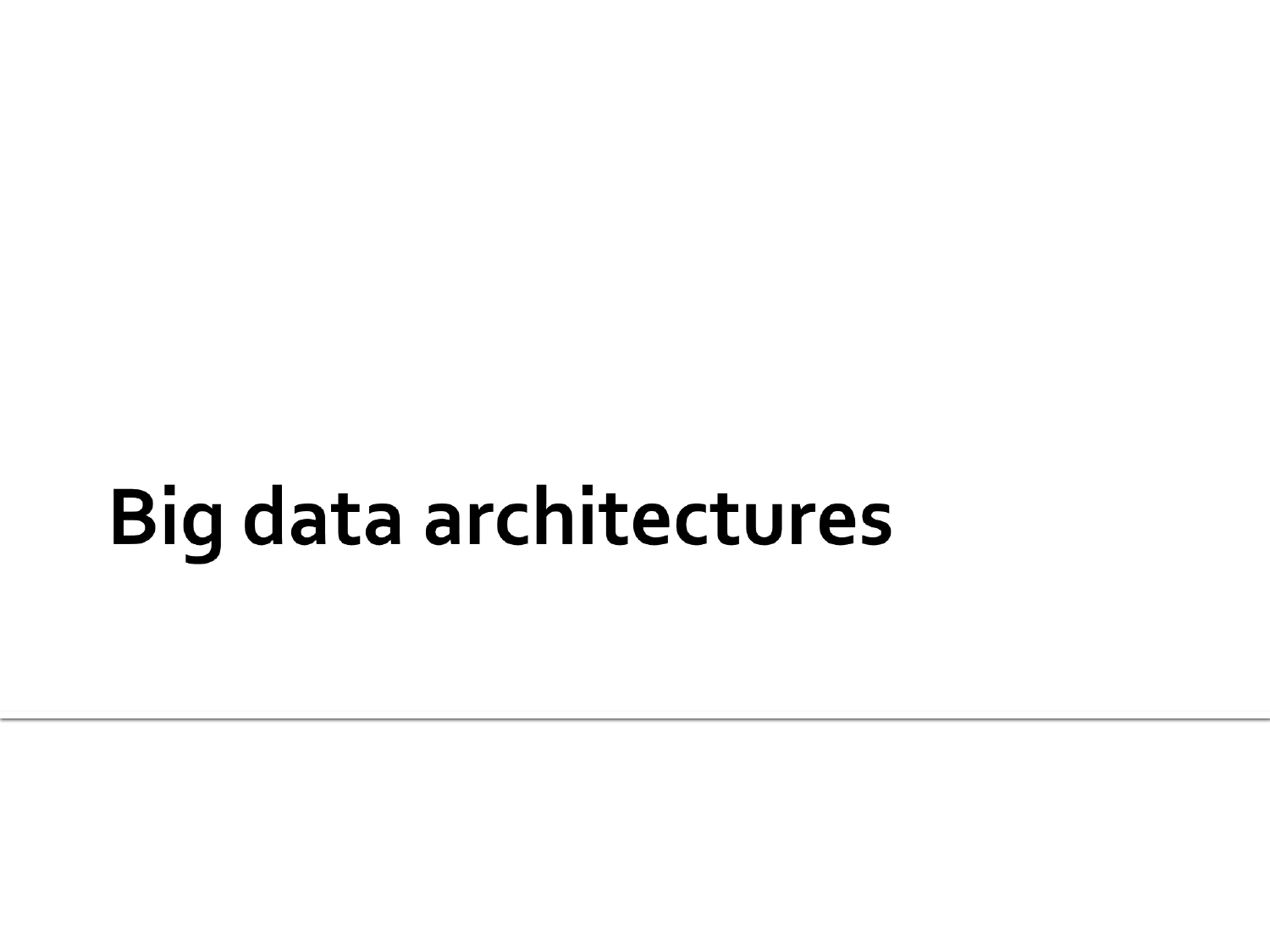# Big data architectures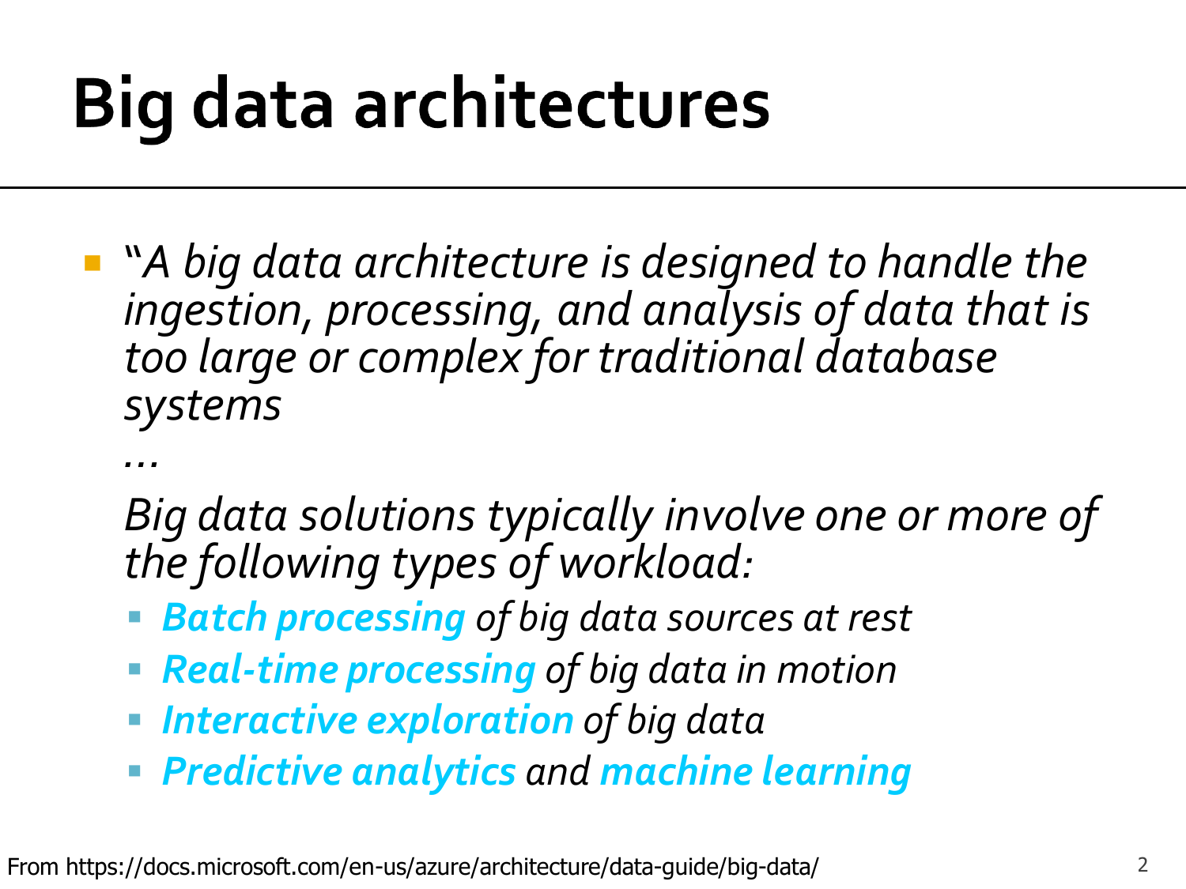# Big data architectures

- *"A big data architecture is designed to handle the ingestion, processing, and analysis of data that is too large or complex for traditional database systems*

  *…*

  *Big data solutions typically involve one or more of the following types of workload:*
  - ***Batch processing*** *of big data sources at rest*
  - ***Real-time processing*** *of big data in motion*
  - ***Interactive exploration*** *of big data*
  - ***Predictive analytics*** *and* ***machine learning***

From https://docs.microsoft.com/en-us/azure/architecture/data-guide/big-data/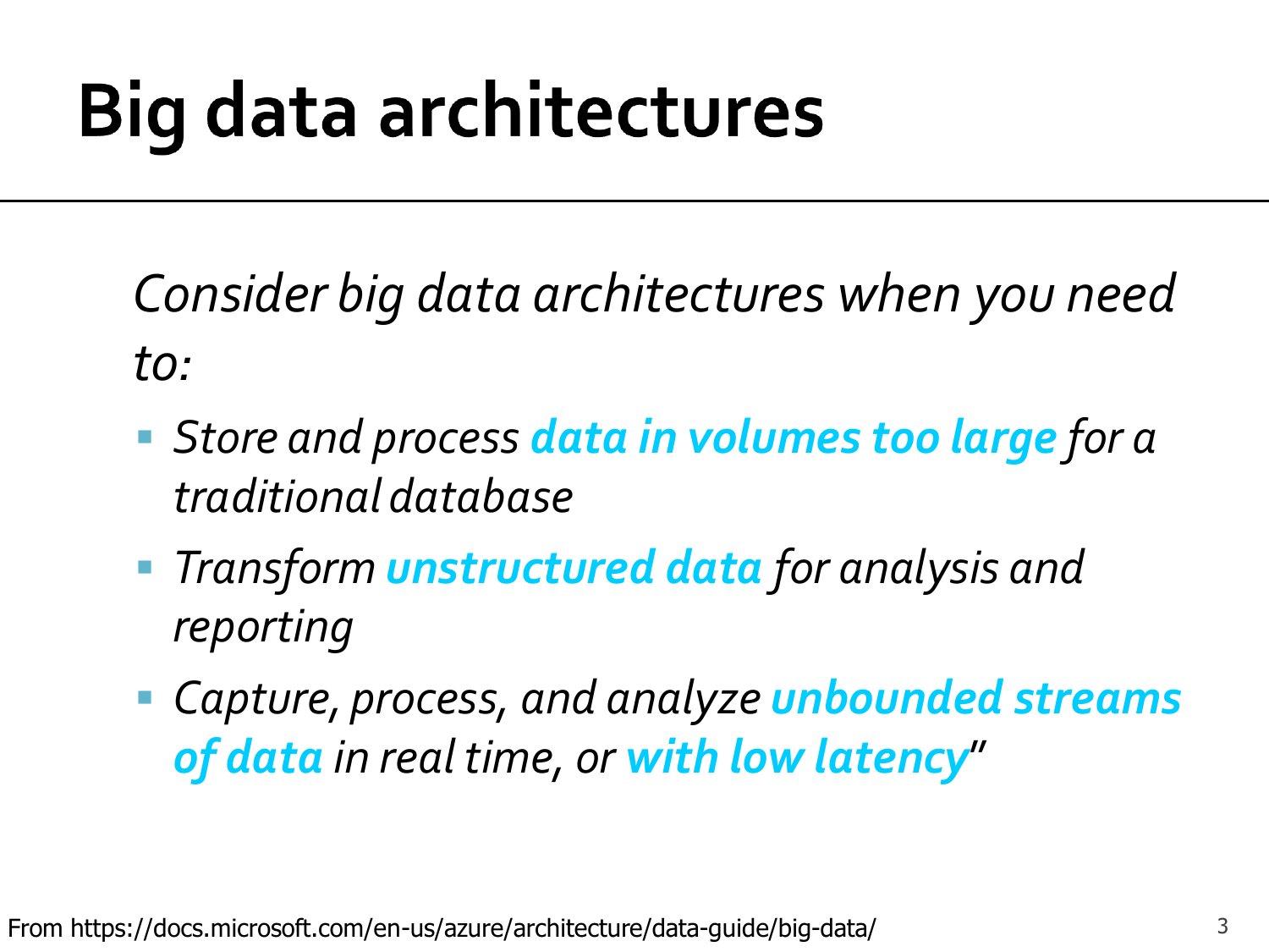# Big data architectures

*Consider big data architectures when you need to:*

- *Store and process* ***data in volumes too large*** *for a traditional database*
- *Transform* ***unstructured data*** *for analysis and reporting*
- *Capture, process, and analyze* ***unbounded streams of data*** *in real time, or* ***with low latency***"

From https://docs.microsoft.com/en-us/azure/architecture/data-guide/big-data/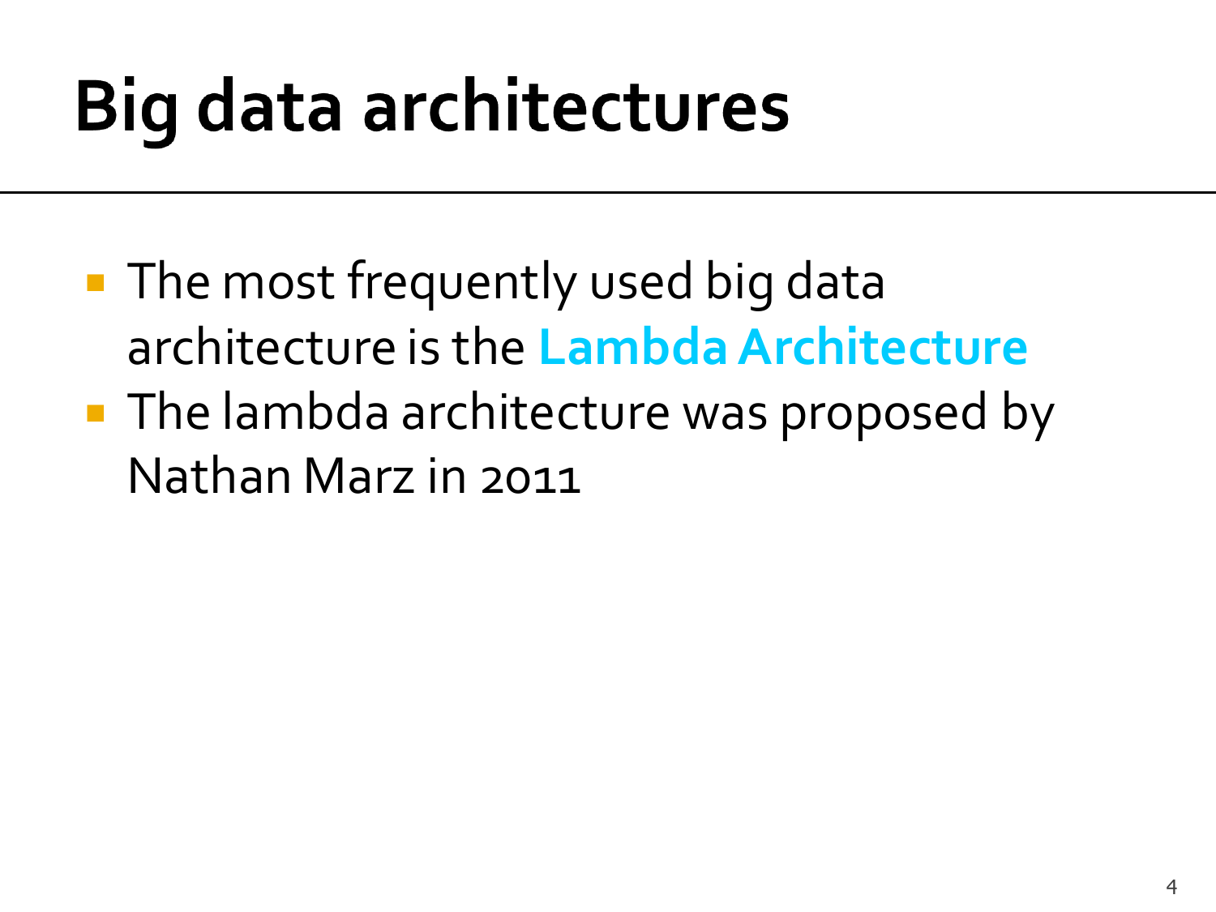# Big data architectures

- The most frequently used big data architecture is the **Lambda Architecture**
- The lambda architecture was proposed by Nathan Marz in 2011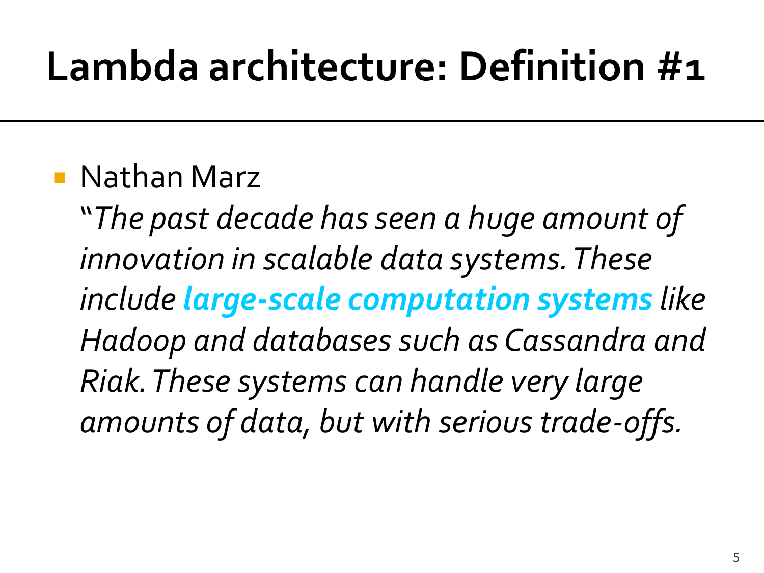# Lambda architecture: Definition #1

- Nathan Marz

  "*The past decade has seen a huge amount of innovation in scalable data systems. These include **large-scale computation systems** like Hadoop and databases such as Cassandra and Riak. These systems can handle very large amounts of data, but with serious trade-offs.*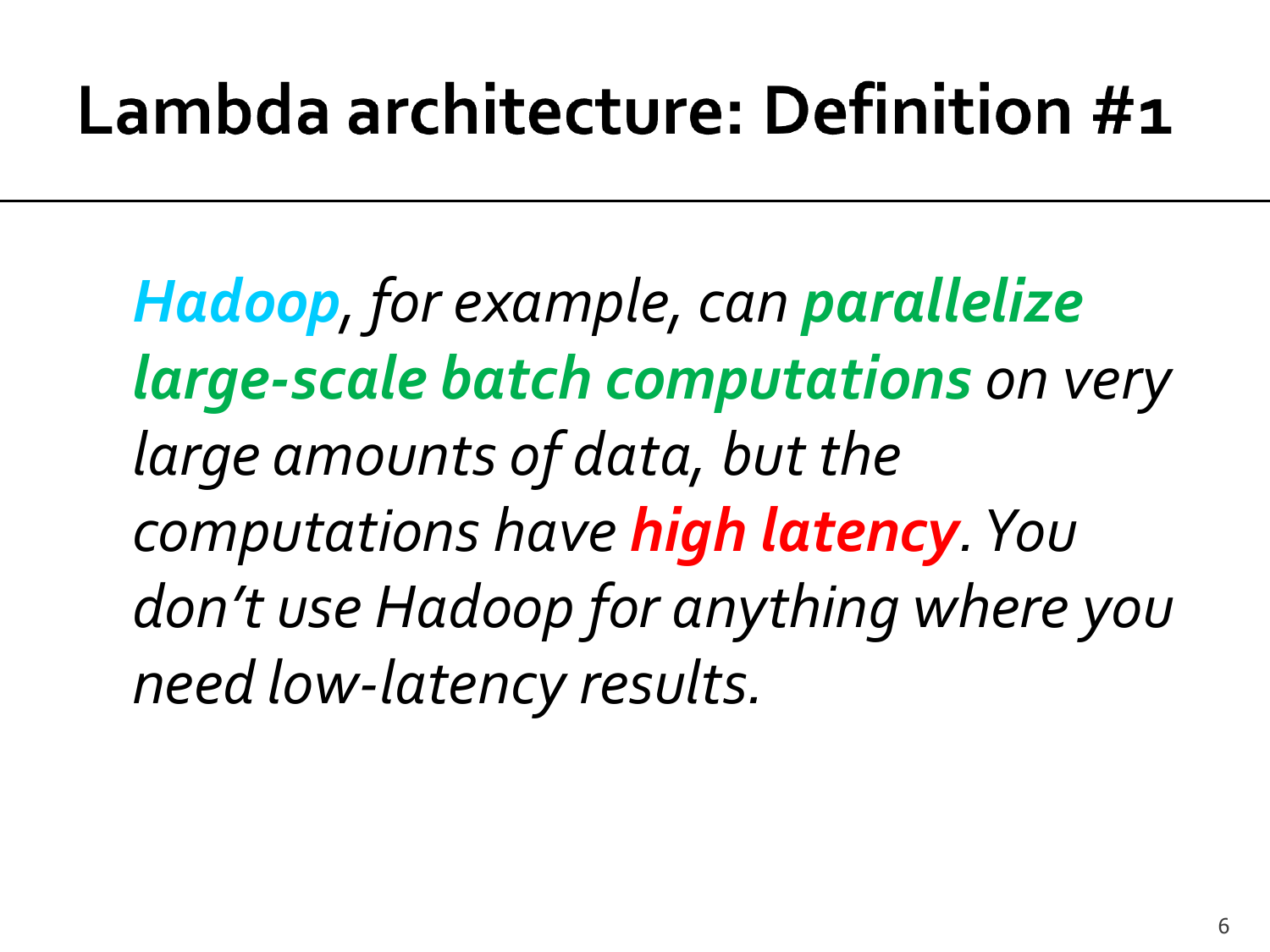# Lambda architecture: Definition #1

***Hadoop**, for example, can **parallelize large-scale batch computations** on very large amounts of data, but the computations have **high latency**. You don't use Hadoop for anything where you need low-latency results.*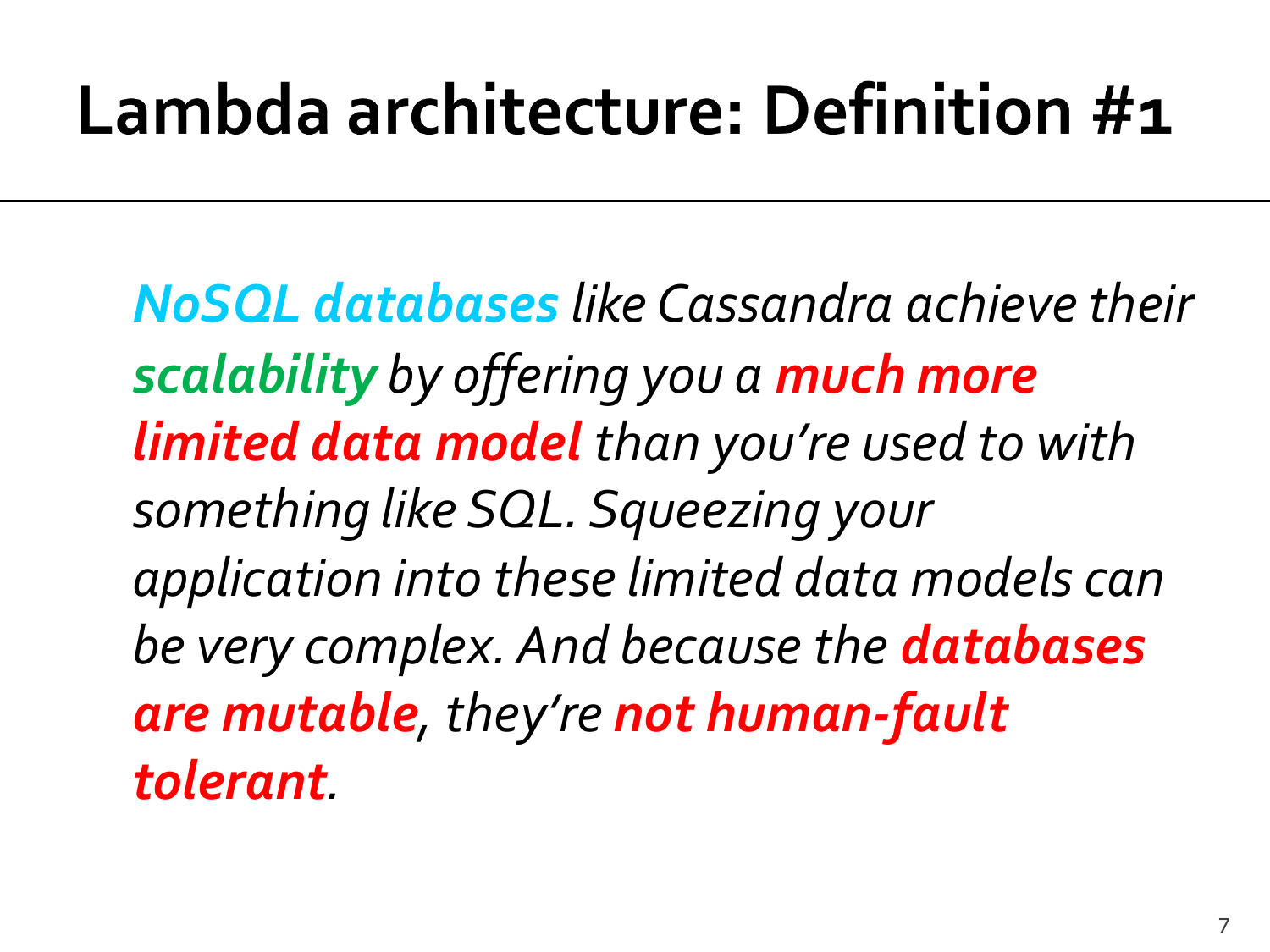# Lambda architecture: Definition #1

*NoSQL databases like Cassandra achieve their **scalability** by offering you a **much more limited data model** than you're used to with something like SQL. Squeezing your application into these limited data models can be very complex. And because the **databases are mutable**, they're **not human-fault tolerant**.*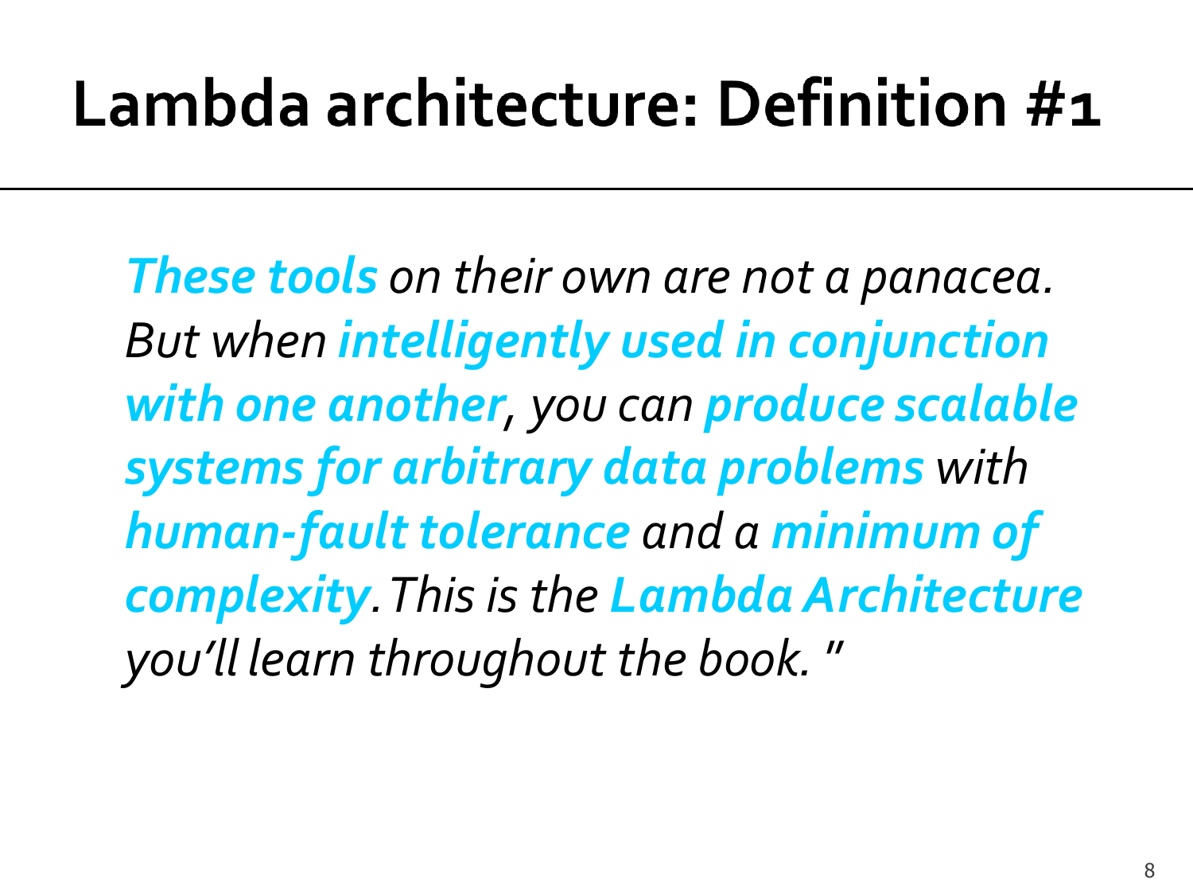# Lambda architecture: Definition #1

*__These tools__ on their own are not a panacea. But when __intelligently used in conjunction with one another__, you can __produce scalable systems for arbitrary data problems__ with __human-fault tolerance__ and a __minimum of complexity__. This is the __Lambda Architecture__ you'll learn throughout the book. "*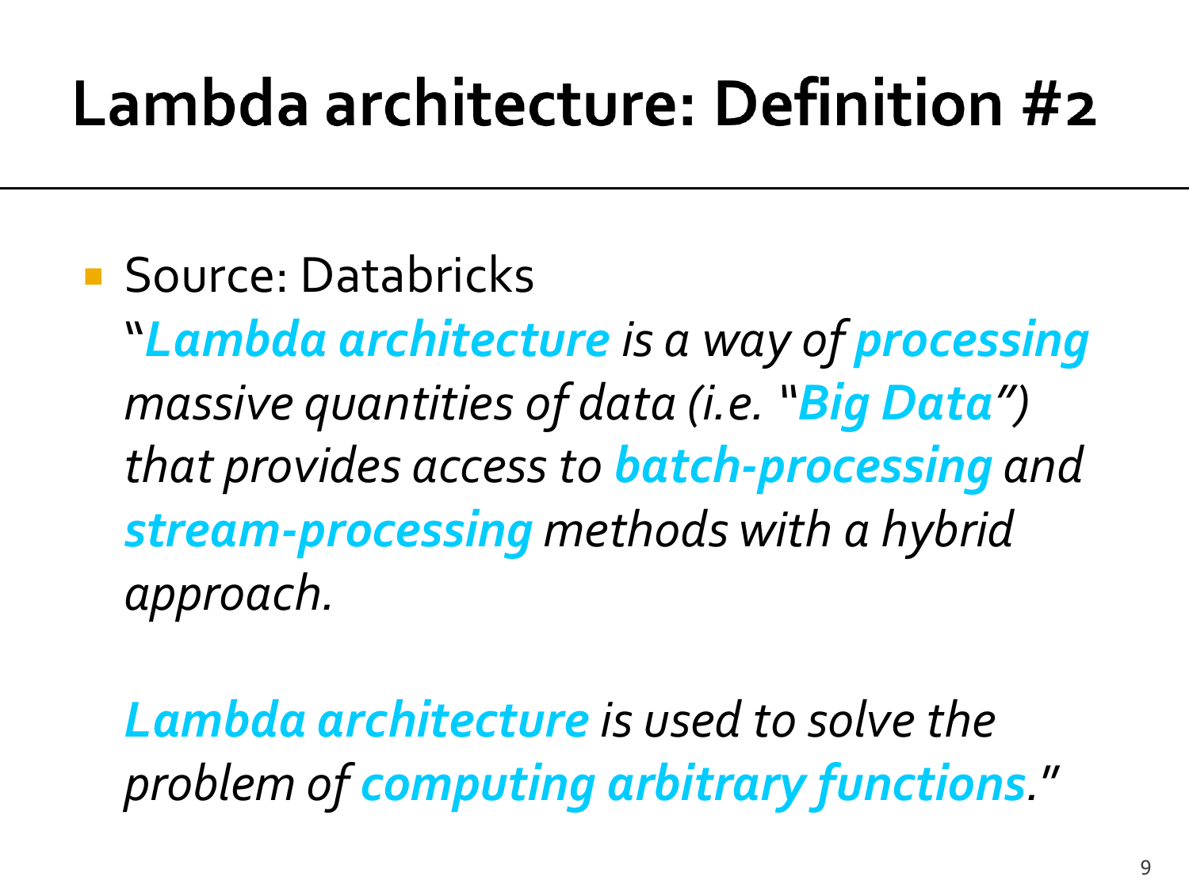# Lambda architecture: Definition #2

- Source: Databricks

  *"**Lambda architecture** is a way of **processing** massive quantities of data (i.e. "**Big Data**") that provides access to **batch-processing** and **stream-processing** methods with a hybrid approach.*

  ***Lambda architecture** is used to solve the problem of **computing arbitrary functions**."*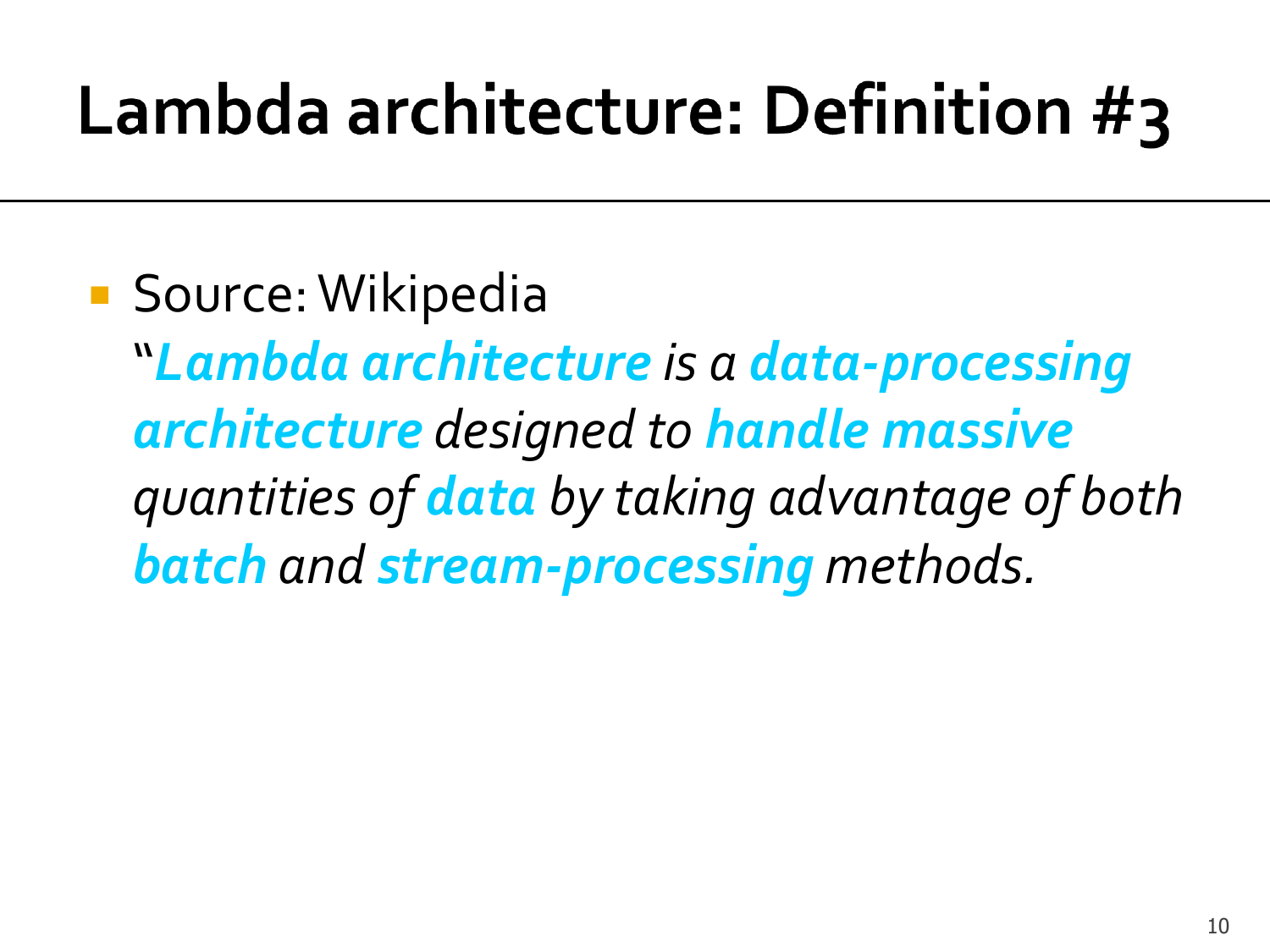# Lambda architecture: Definition #3

- Source: Wikipedia

  "***Lambda architecture*** *is a* ***data-processing architecture*** *designed to* ***handle massive*** *quantities of* ***data*** *by taking advantage of both* ***batch*** *and* ***stream-processing*** *methods.*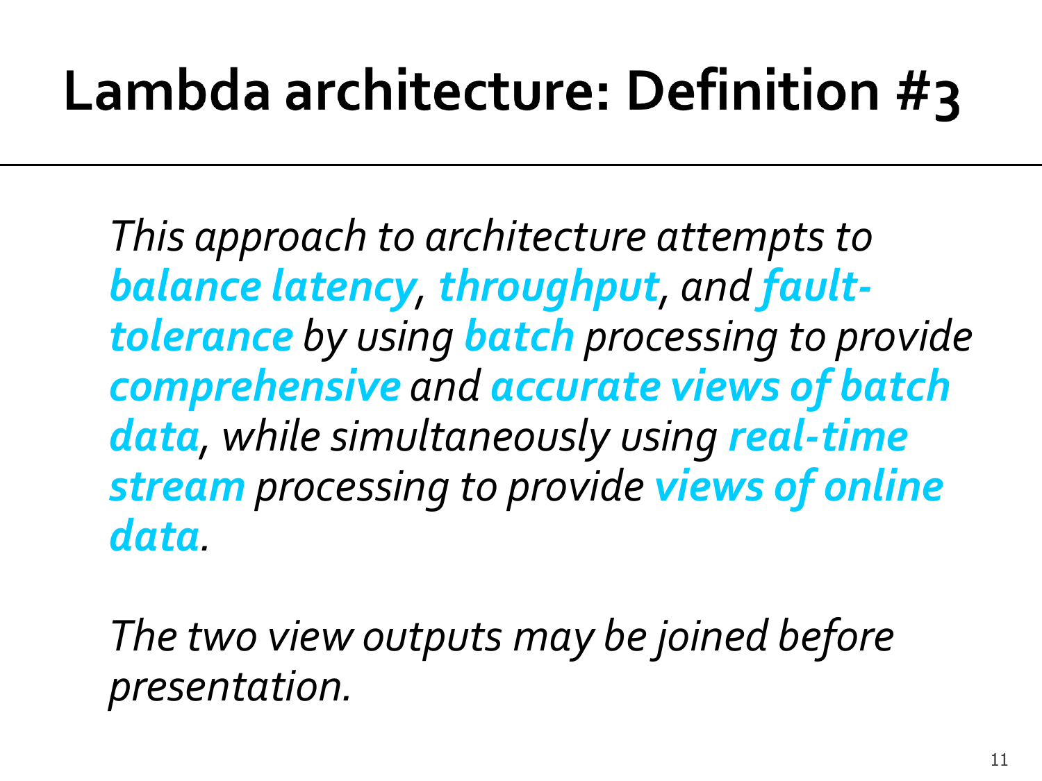# Lambda architecture: Definition #3

*This approach to architecture attempts to* ***balance latency***, ***throughput***, *and* ***fault-tolerance*** *by using* ***batch*** *processing to provide* ***comprehensive*** *and* ***accurate views of batch data***, *while simultaneously using* ***real-time stream*** *processing to provide* ***views of online data***.

*The two view outputs may be joined before presentation.*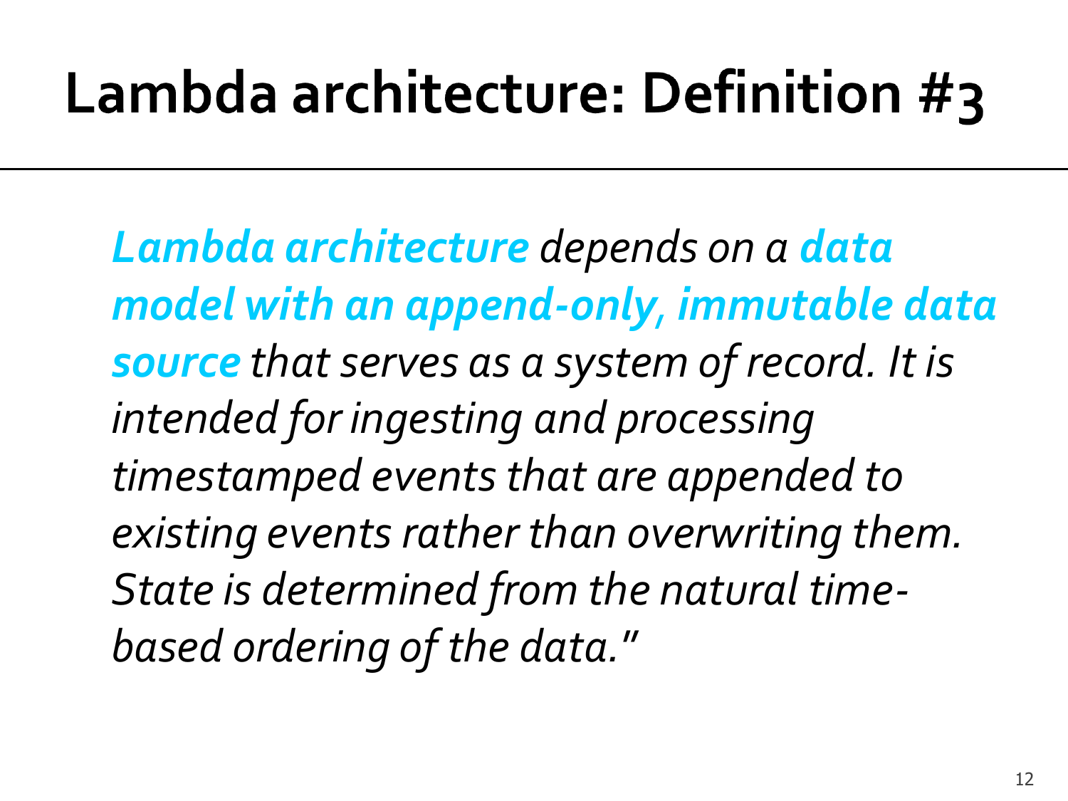# Lambda architecture: Definition #3

***Lambda architecture** depends on a **data model with an append-only, immutable data source** that serves as a system of record. It is intended for ingesting and processing timestamped events that are appended to existing events rather than overwriting them. State is determined from the natural time-based ordering of the data."*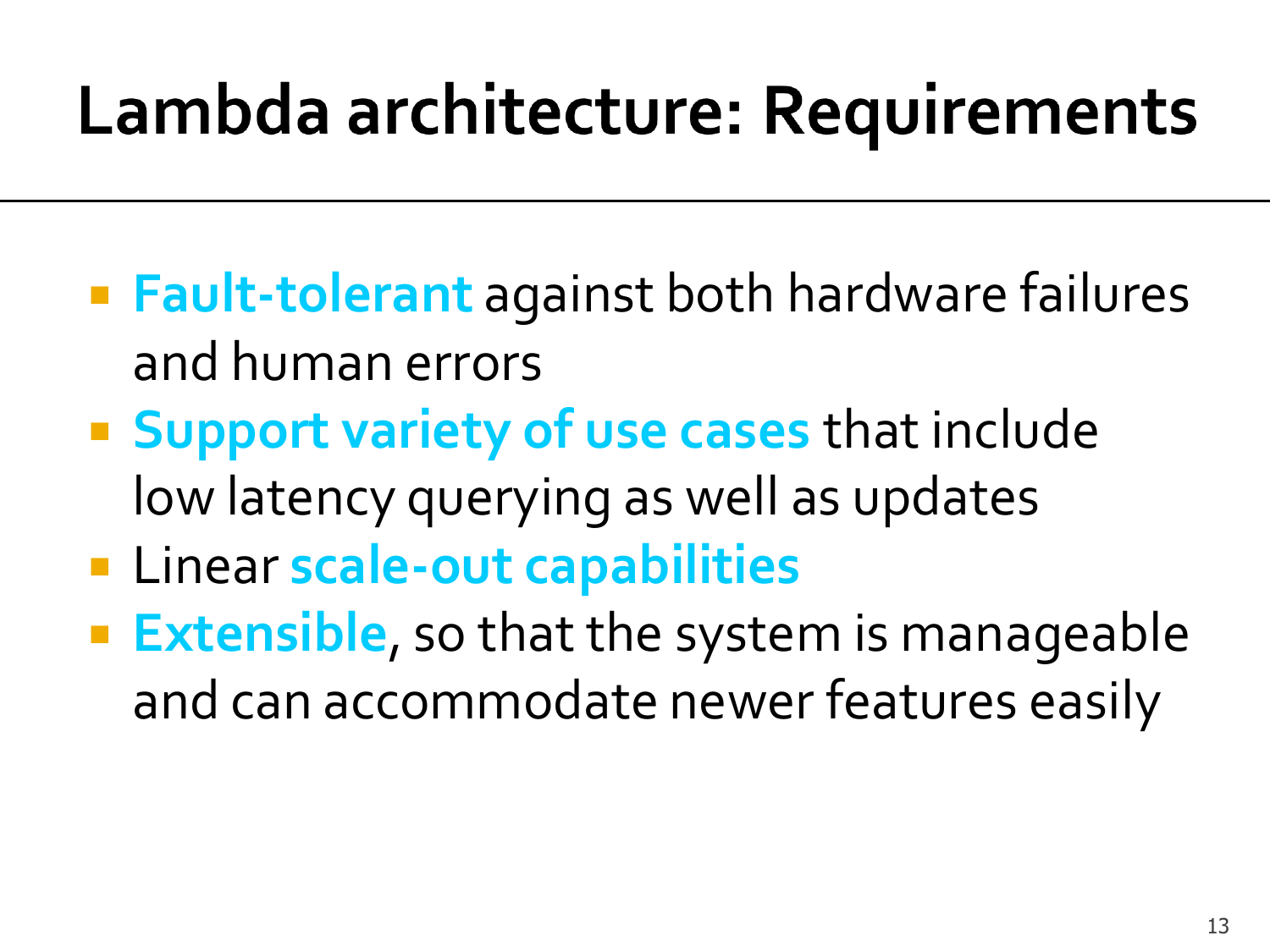# Lambda architecture: Requirements

- **Fault-tolerant** against both hardware failures and human errors
- **Support variety of use cases** that include low latency querying as well as updates
- Linear **scale-out capabilities**
- **Extensible**, so that the system is manageable and can accommodate newer features easily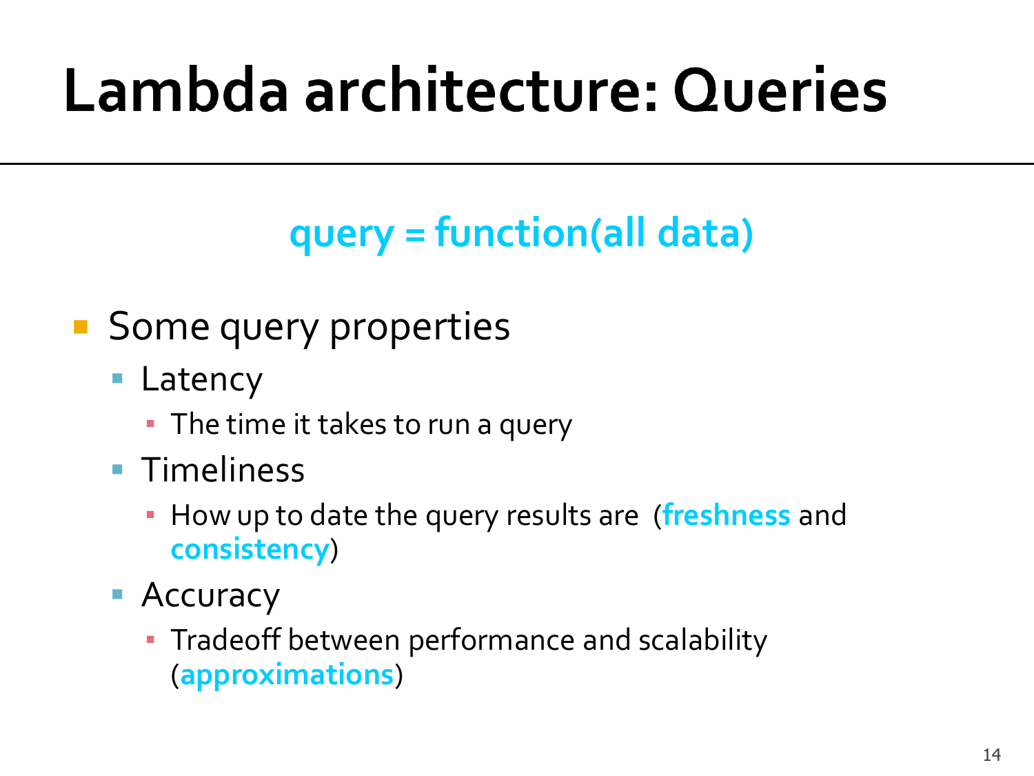# Lambda architecture: Queries

**query = function(all data)**

- Some query properties
  - Latency
    - The time it takes to run a query
  - Timeliness
    - How up to date the query results are (**freshness** and **consistency**)
  - Accuracy
    - Tradeoff between performance and scalability (**approximations**)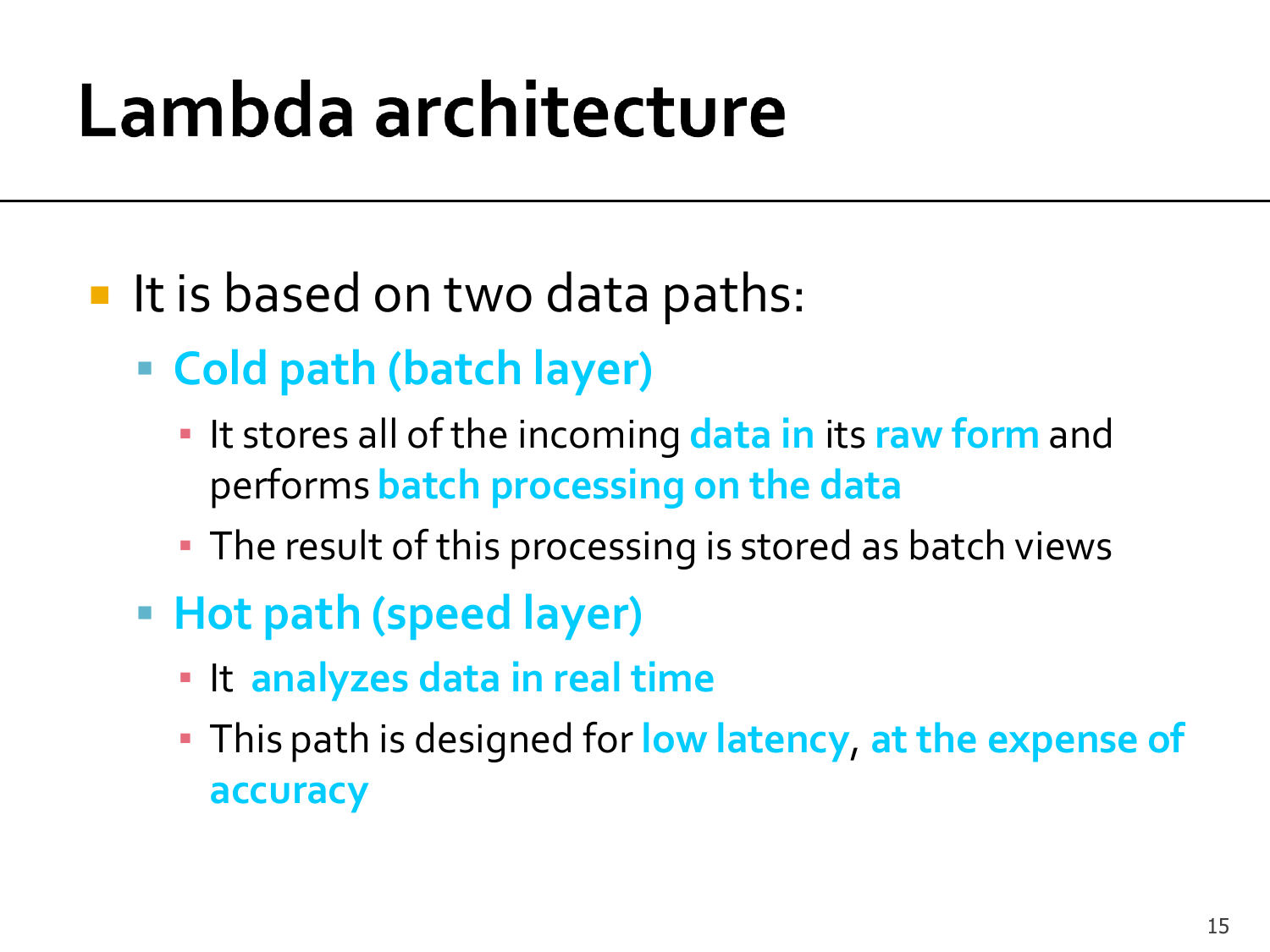# Lambda architecture

- It is based on two data paths:
  - **Cold path (batch layer)**
    - It stores all of the incoming **data in** its **raw form** and performs **batch processing on the data**
    - The result of this processing is stored as batch views
  - **Hot path (speed layer)**
    - It **analyzes data in real time**
    - This path is designed for **low latency**, **at the expense of accuracy**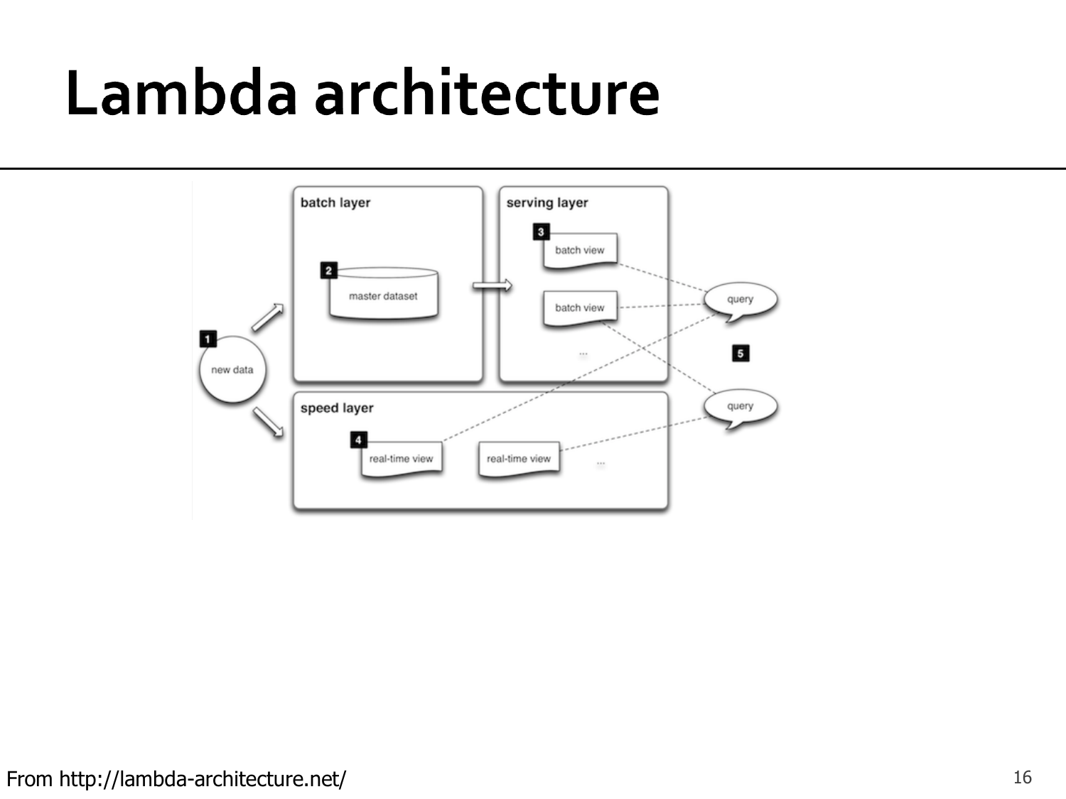# Lambda architecture

From http://lambda-architecture.net/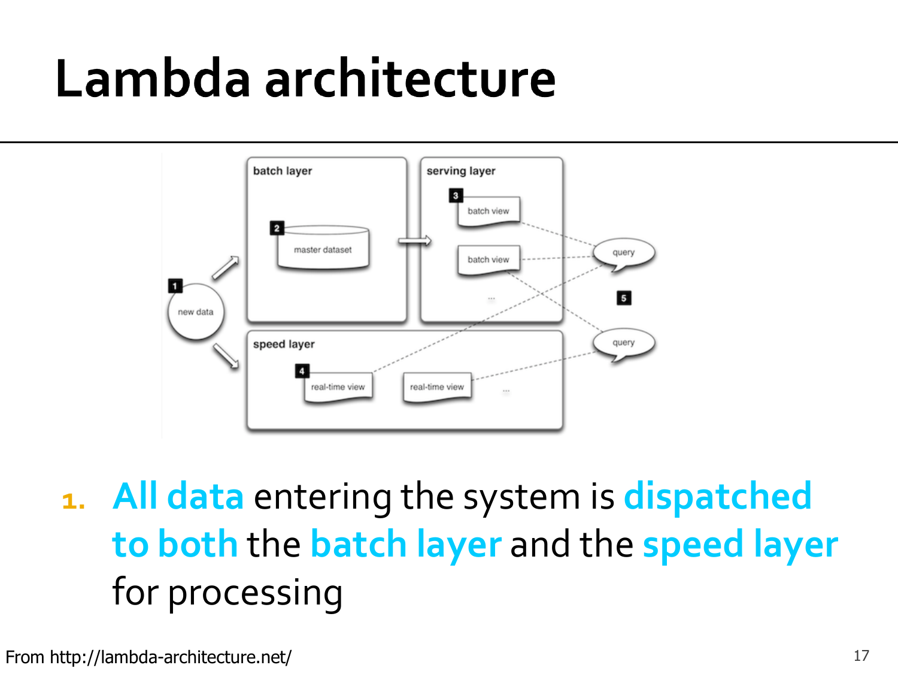# Lambda architecture

1. **All data** entering the system is **dispatched to both** the **batch layer** and the **speed layer** for processing

From http://lambda-architecture.net/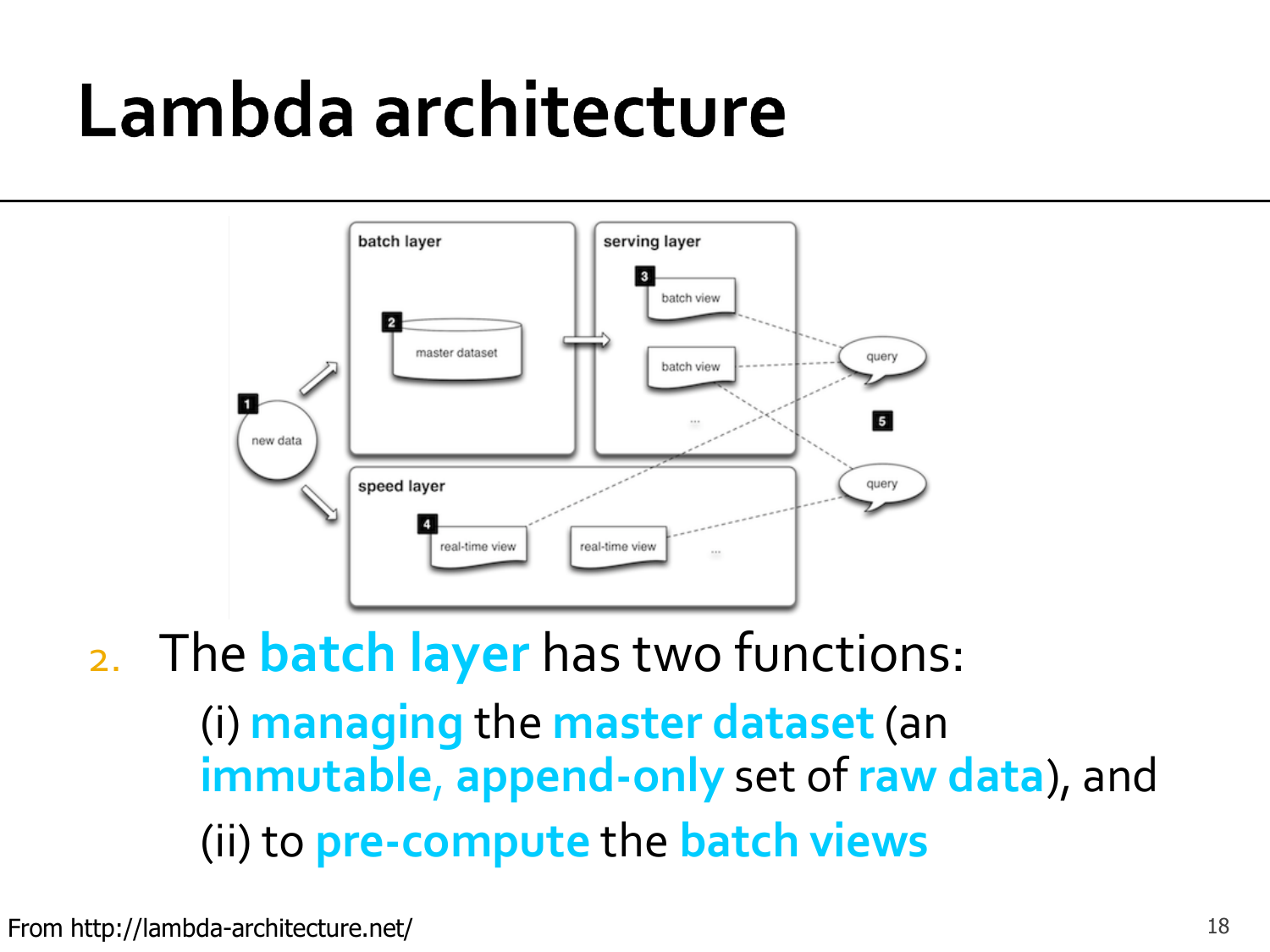# Lambda architecture

2. The **batch layer** has two functions:

   (i) **managing** the **master dataset** (an **immutable**, **append-only** set of **raw data**), and

   (ii) to **pre-compute** the **batch views**

From http://lambda-architecture.net/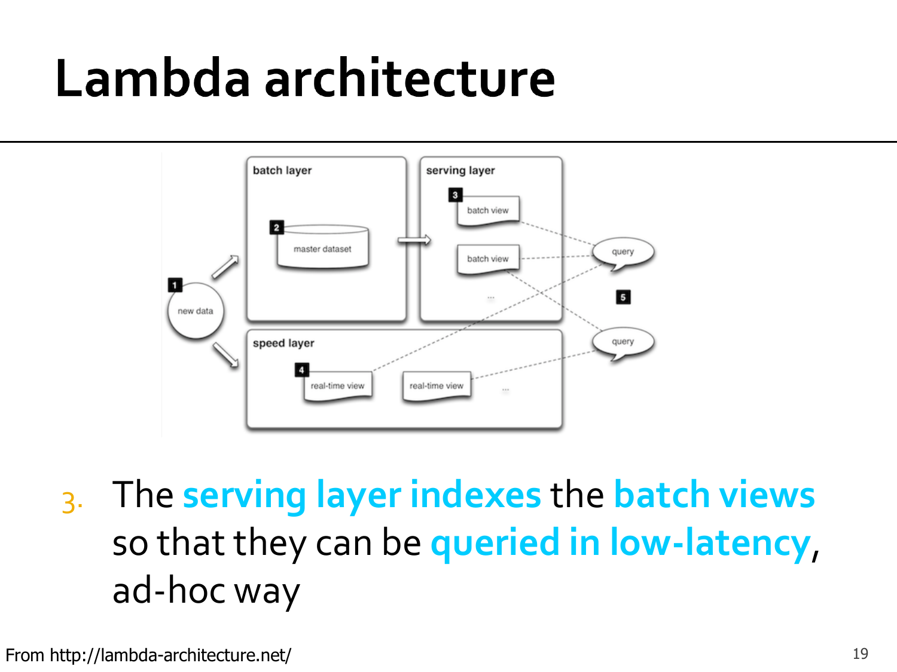# Lambda architecture

3. The **serving layer indexes** the **batch views** so that they can be **queried in low-latency**, ad-hoc way

From http://lambda-architecture.net/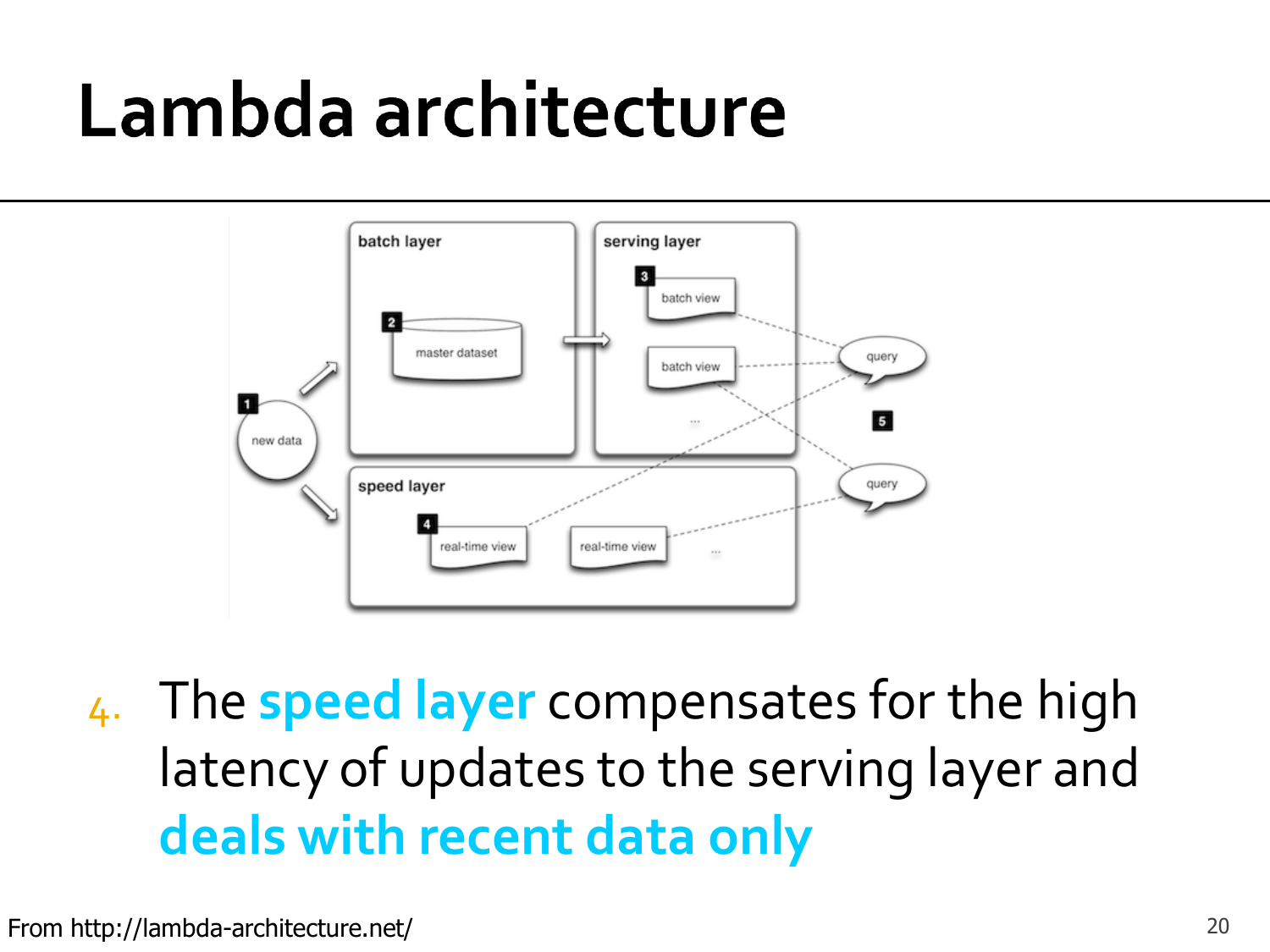# Lambda architecture

4. The **speed layer** compensates for the high latency of updates to the serving layer and **deals with recent data only**

From http://lambda-architecture.net/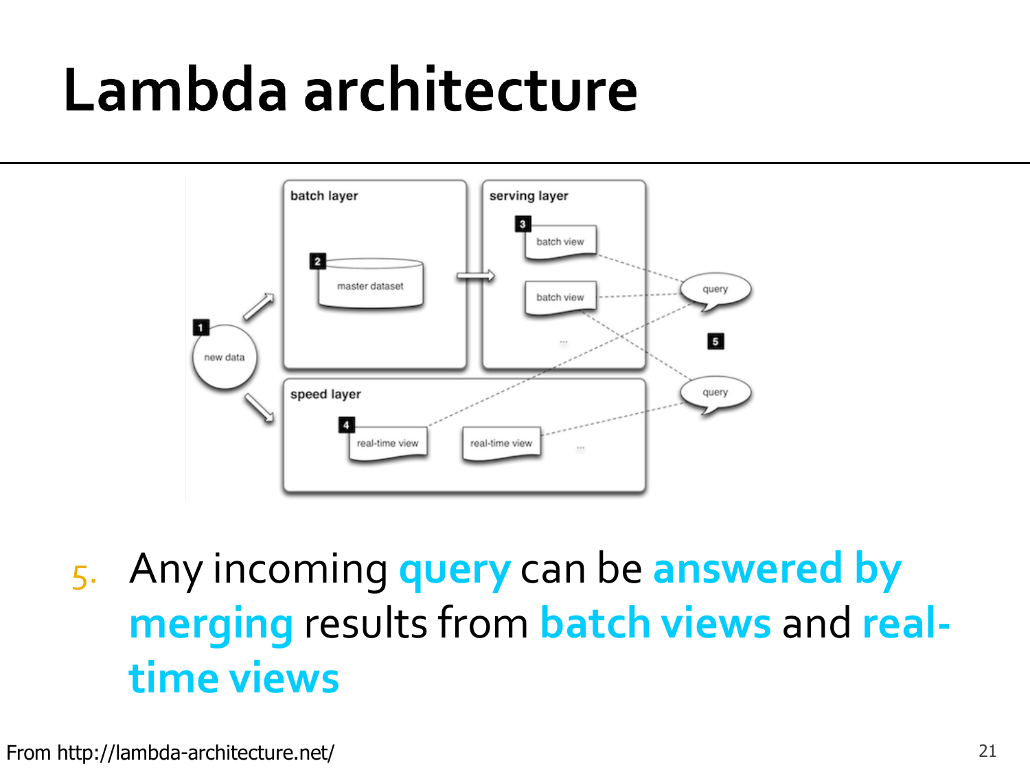# Lambda architecture

5. Any incoming **query** can be **answered by merging** results from **batch views** and **real-time views**

From http://lambda-architecture.net/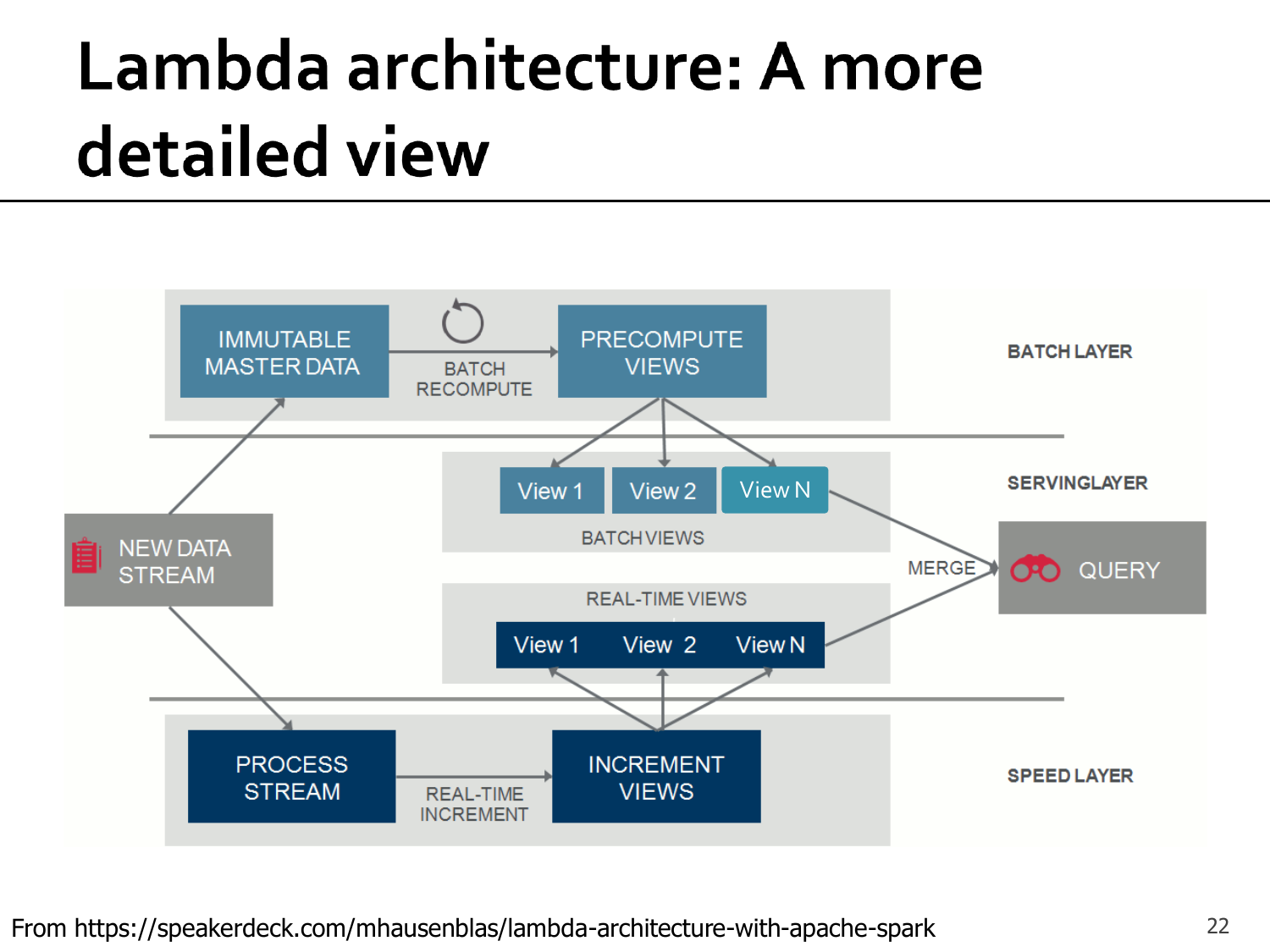# Lambda architecture: A more detailed view

BATCH LAYER

IMMUTABLE MASTER DATA → BATCH RECOMPUTE → PRECOMPUTE VIEWS

SERVINGLAYER

BATCH VIEWS: View 1, View 2, View N

REAL-TIME VIEWS: View 1, View 2, View N

MERGE → QUERY

NEW DATA STREAM

SPEED LAYER

PROCESS STREAM → REAL-TIME INCREMENT → INCREMENT VIEWS

From https://speakerdeck.com/mhausenblas/lambda-architecture-with-apache-spark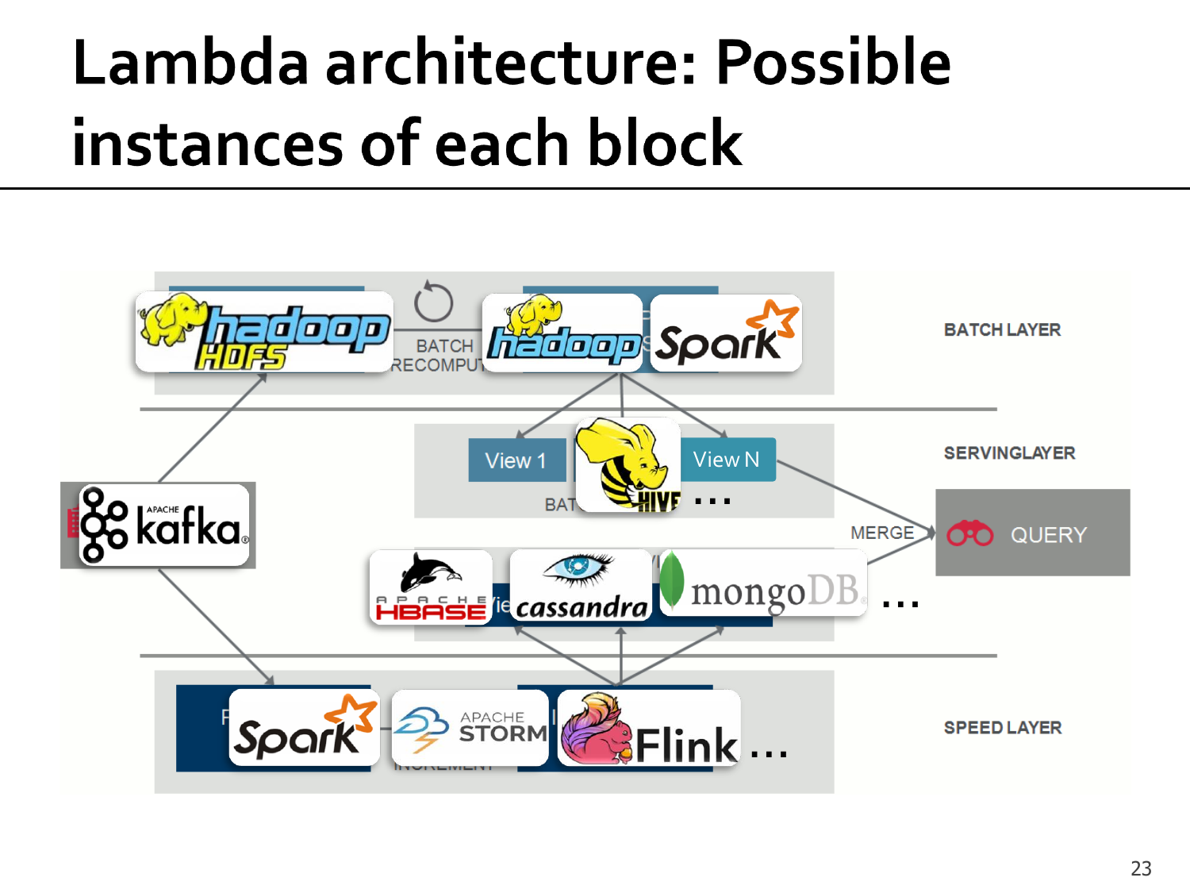# Lambda architecture: Possible instances of each block

BATCH LAYER

BATCH RECOMPUTE

SERVINGLAYER

View 1

View N

...

MERGE

QUERY

...

SPEED LAYER

...